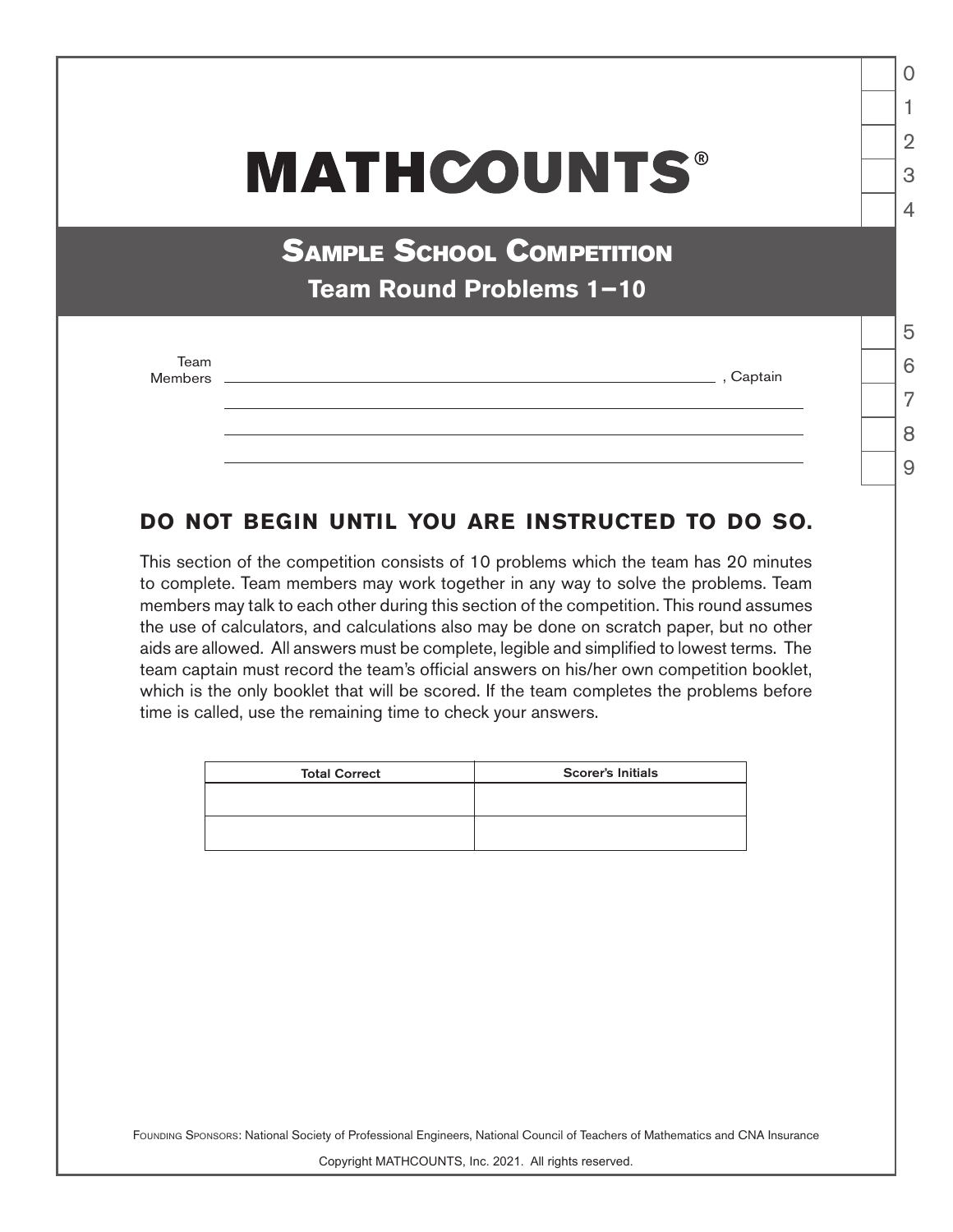# MATHCOUNTS®

## Sample School Competition

### Team Round Problems 1–10

Team Members \_\_\_\_\_\_\_\_\_\_\_\_\_\_\_\_\_\_\_\_\_\_\_\_\_\_\_\_\_\_\_\_\_\_\_\_\_\_\_\_, Captain

\_\_\_\_\_\_\_\_\_\_\_\_\_\_\_\_\_\_\_\_\_\_\_\_\_\_\_\_\_\_\_\_\_\_\_\_\_\_\_\_

\_\_\_\_\_\_\_\_\_\_\_\_\_\_\_\_\_\_\_\_\_\_\_\_\_\_\_\_\_\_\_\_\_\_\_\_\_\_\_\_

\_\_\_\_\_\_\_\_\_\_\_\_\_\_\_\_\_\_\_\_\_\_\_\_\_\_\_\_\_\_\_\_\_\_\_\_\_\_\_\_

0 | 1 | 2 | 3 | 4 | 5 | 6 | 7 | 8 | 9

**DO NOT BEGIN UNTIL YOU ARE INSTRUCTED TO DO SO.**

This section of the competition consists of 10 problems which the team has 20 minutes to complete. Team members may work together in any way to solve the problems. Team members may talk to each other during this section of the competition. This round assumes the use of calculators, and calculations also may be done on scratch paper, but no other aids are allowed. All answers must be complete, legible and simplified to lowest terms. The team captain must record the team's official answers on his/her own competition booklet, which is the only booklet that will be scored. If the team completes the problems before time is called, use the remaining time to check your answers.

| Total Correct | Scorer's Initials |
| --- | --- |
| | |
| | |

Founding Sponsors: National Society of Professional Engineers, National Council of Teachers of Mathematics and CNA Insurance

Copyright MATHCOUNTS, Inc. 2021. All rights reserved.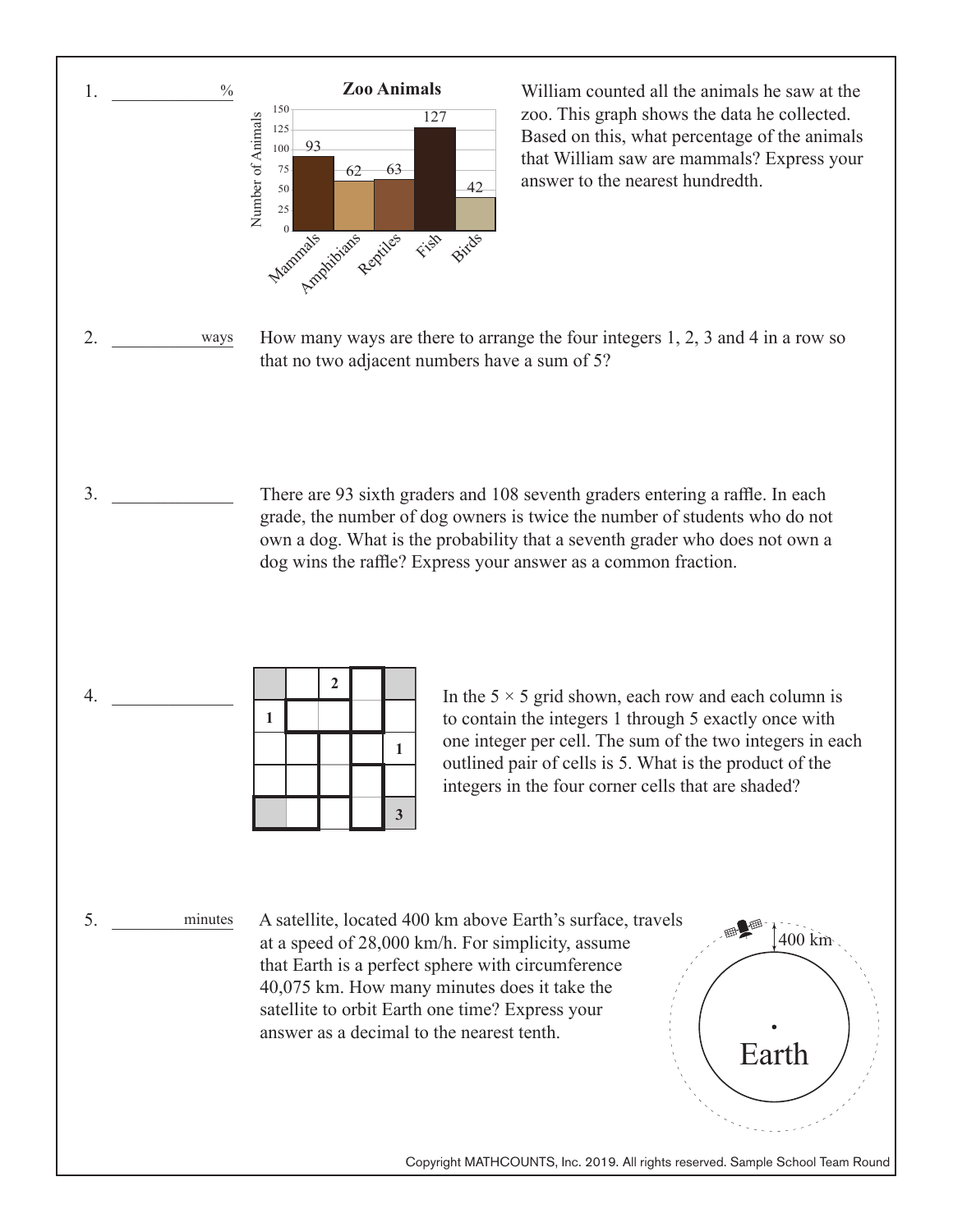1. ____________ %

**Zoo Animals**

| Category | Number of Animals |
|---|---|
| Mammals | 93 |
| Amphibians | 62 |
| Reptiles | 63 |
| Fish | 127 |
| Birds | 42 |

William counted all the animals he saw at the zoo. This graph shows the data he collected. Based on this, what percentage of the animals that William saw are mammals? Express your answer to the nearest hundredth.

2. ____________ ways

How many ways are there to arrange the four integers 1, 2, 3 and 4 in a row so that no two adjacent numbers have a sum of 5?

3. ____________

There are 93 sixth graders and 108 seventh graders entering a raffle. In each grade, the number of dog owners is twice the number of students who do not own a dog. What is the probability that a seventh grader who does not own a dog wins the raffle? Express your answer as a common fraction.

4. ____________

| | | | | |
|---|---|---|---|---|
| (shaded) | | 2 | | (shaded) |
| 1 | | | | |
| | | | | 1 |
| | | | | |
| (shaded) | | | | 3 (shaded) |

In the $5 \times 5$ grid shown, each row and each column is to contain the integers 1 through 5 exactly once with one integer per cell. The sum of the two integers in each outlined pair of cells is 5. What is the product of the integers in the four corner cells that are shaded?

5. ____________ minutes

A satellite, located 400 km above Earth's surface, travels at a speed of 28,000 km/h. For simplicity, assume that Earth is a perfect sphere with circumference 40,075 km. How many minutes does it take the satellite to orbit Earth one time? Express your answer as a decimal to the nearest tenth.

400 km

Earth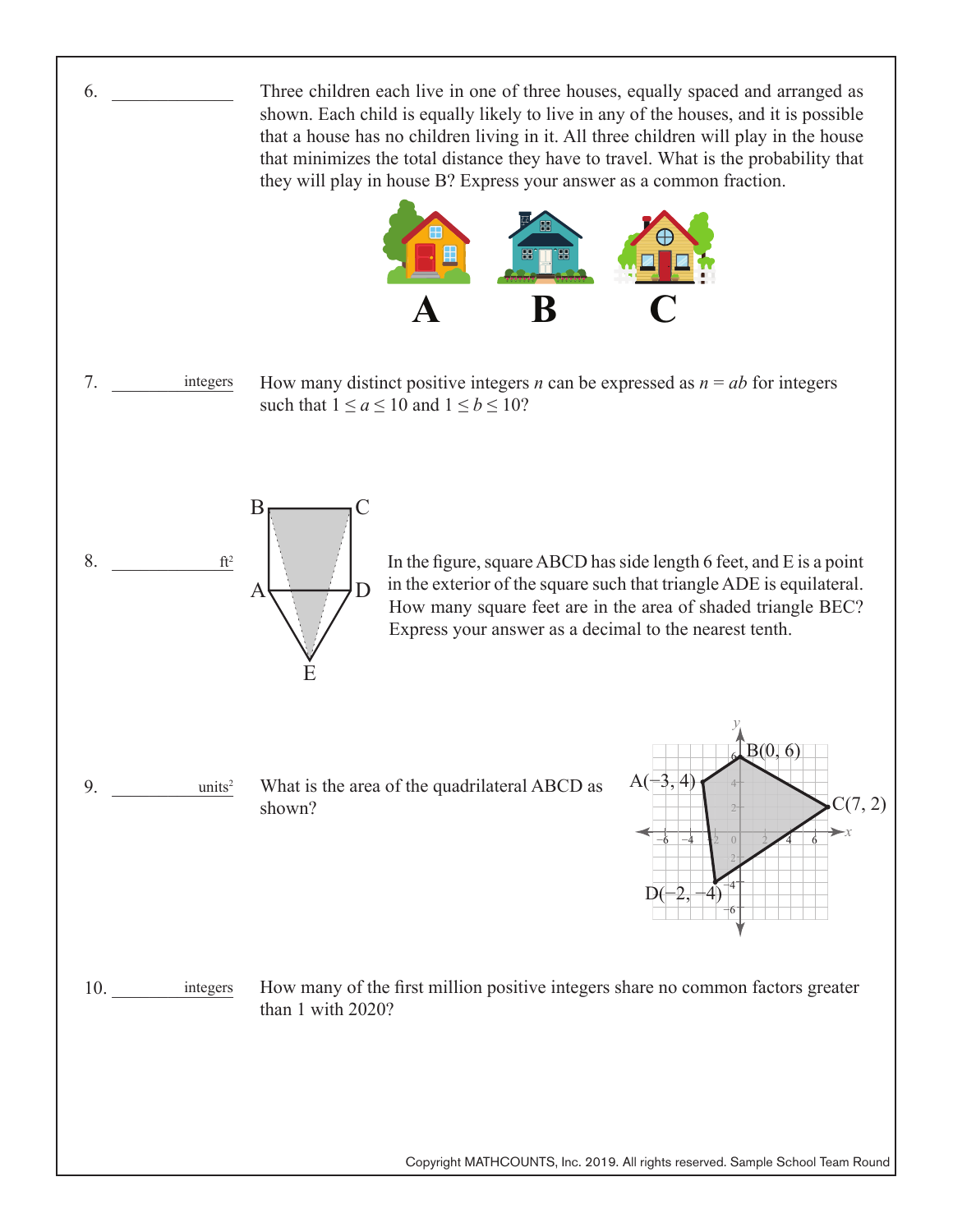6. ____________

Three children each live in one of three houses, equally spaced and arranged as shown. Each child is equally likely to live in any of the houses, and it is possible that a house has no children living in it. All three children will play in the house that minimizes the total distance they have to travel. What is the probability that they will play in house B? Express your answer as a common fraction.

A B C

7. ________ integers

How many distinct positive integers $n$ can be expressed as $n = ab$ for integers such that $1 \le a \le 10$ and $1 \le b \le 10$?

8. ________ $ft^2$

B C A D E

In the figure, square ABCD has side length 6 feet, and E is a point in the exterior of the square such that triangle ADE is equilateral. How many square feet are in the area of shaded triangle BEC? Express your answer as a decimal to the nearest tenth.

9. ________ $units^2$

What is the area of the quadrilateral ABCD as shown?

A(−3, 4)
B(0, 6)
C(7, 2)
D(−2, −4)
x
y

10. ________ integers

How many of the first million positive integers share no common factors greater than 1 with 2020?

Copyright MATHCOUNTS, Inc. 2019. All rights reserved. Sample School Team Round